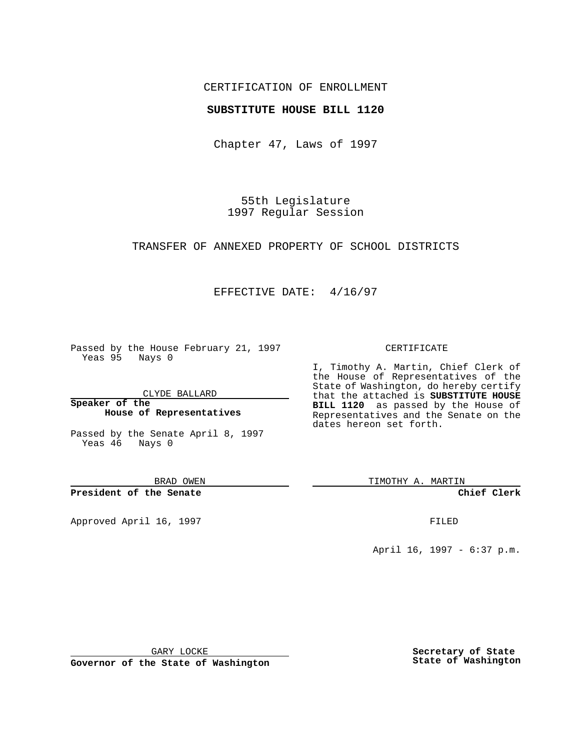CERTIFICATION OF ENROLLMENT

**SUBSTITUTE HOUSE BILL 1120**

Chapter 47, Laws of 1997

55th Legislature
1997 Regular Session

TRANSFER OF ANNEXED PROPERTY OF SCHOOL DISTRICTS

EFFECTIVE DATE: 4/16/97

Passed by the House February 21, 1997
Yeas 95 Nays 0

CLYDE BALLARD

**Speaker of the House of Representatives**

Passed by the Senate April 8, 1997
Yeas 46 Nays 0

BRAD OWEN

**President of the Senate**

Approved April 16, 1997

GARY LOCKE

**Governor of the State of Washington**

CERTIFICATE

I, Timothy A. Martin, Chief Clerk of the House of Representatives of the State of Washington, do hereby certify that the attached is **SUBSTITUTE HOUSE BILL 1120** as passed by the House of Representatives and the Senate on the dates hereon set forth.

TIMOTHY A. MARTIN

**Chief Clerk**

FILED

April 16, 1997 - 6:37 p.m.

**Secretary of State**
**State of Washington**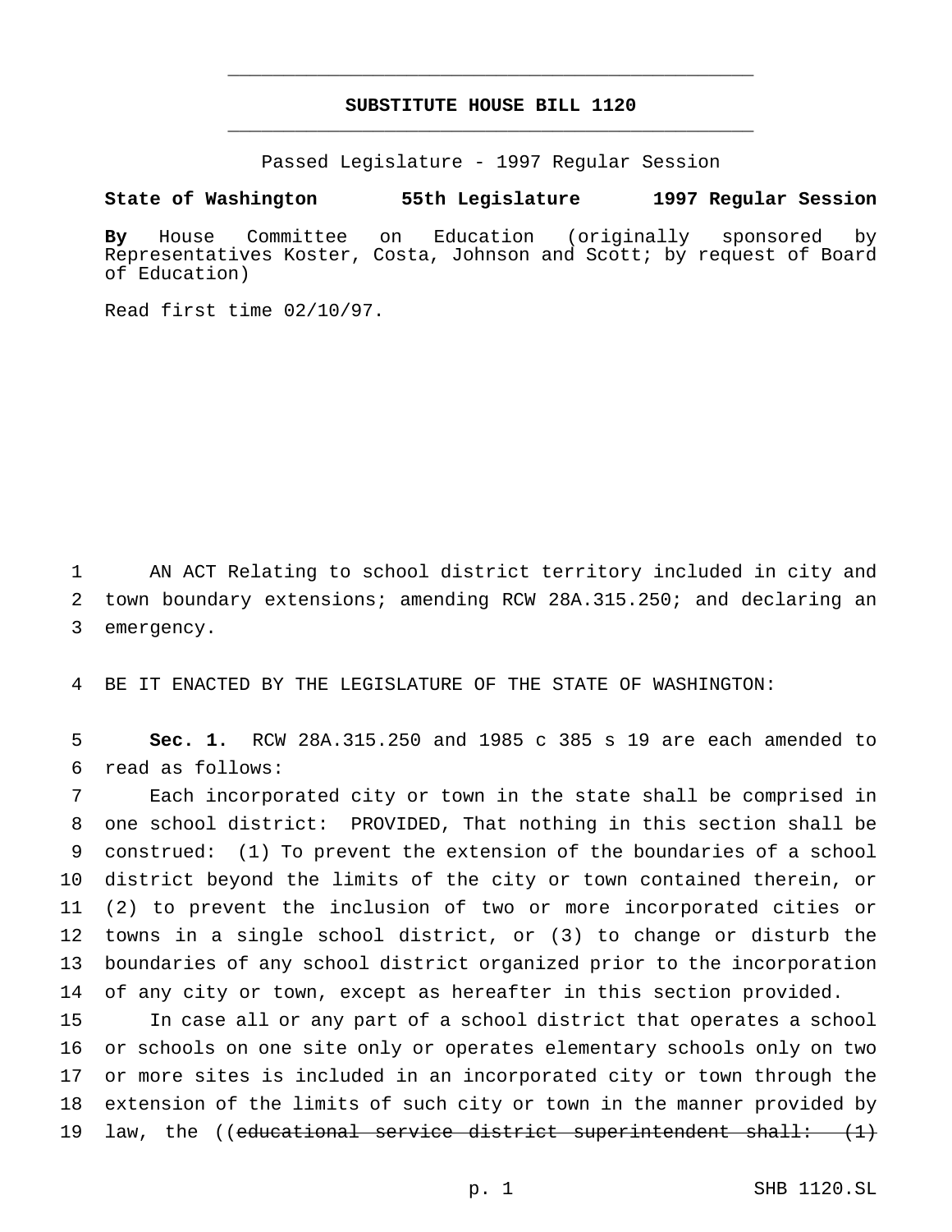# SUBSTITUTE HOUSE BILL 1120

Passed Legislature - 1997 Regular Session

**State of Washington 55th Legislature 1997 Regular Session**

**By** House Committee on Education (originally sponsored by Representatives Koster, Costa, Johnson and Scott; by request of Board of Education)

Read first time 02/10/97.

AN ACT Relating to school district territory included in city and town boundary extensions; amending RCW 28A.315.250; and declaring an emergency.

BE IT ENACTED BY THE LEGISLATURE OF THE STATE OF WASHINGTON:

**Sec. 1.** RCW 28A.315.250 and 1985 c 385 s 19 are each amended to read as follows:

Each incorporated city or town in the state shall be comprised in one school district: PROVIDED, That nothing in this section shall be construed: (1) To prevent the extension of the boundaries of a school district beyond the limits of the city or town contained therein, or (2) to prevent the inclusion of two or more incorporated cities or towns in a single school district, or (3) to change or disturb the boundaries of any school district organized prior to the incorporation of any city or town, except as hereafter in this section provided.

In case all or any part of a school district that operates a school or schools on one site only or operates elementary schools only on two or more sites is included in an incorporated city or town through the extension of the limits of such city or town in the manner provided by law, the ((~~educational service district superintendent shall: (1)~~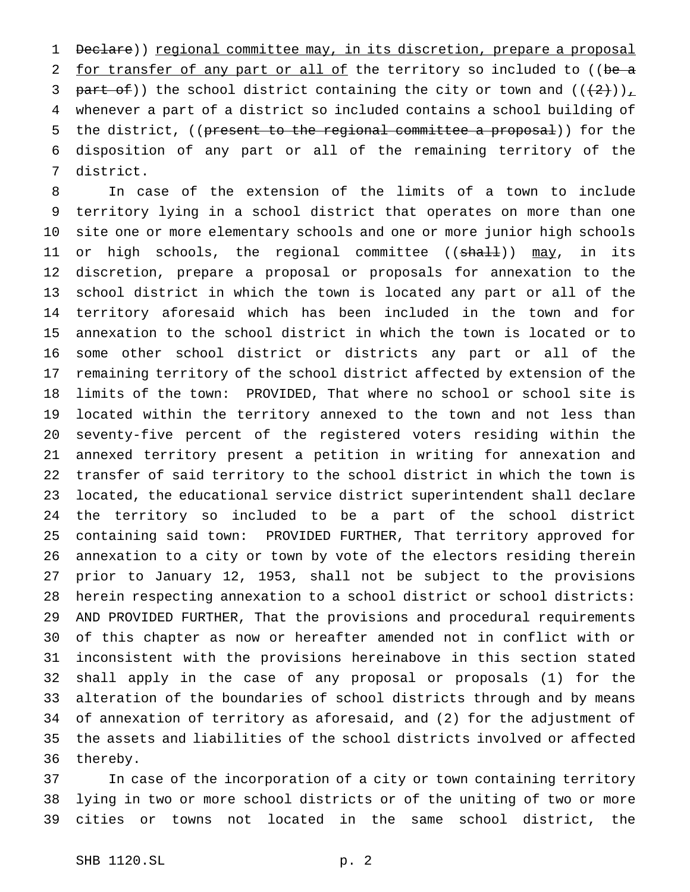Declare)) regional committee may, in its discretion, prepare a proposal for transfer of any part or all of the territory so included to ((be a part of)) the school district containing the city or town and (((2))), whenever a part of a district so included contains a school building of the district, ((present to the regional committee a proposal)) for the disposition of any part or all of the remaining territory of the district.

In case of the extension of the limits of a town to include territory lying in a school district that operates on more than one site one or more elementary schools and one or more junior high schools or high schools, the regional committee ((shall)) may, in its discretion, prepare a proposal or proposals for annexation to the school district in which the town is located any part or all of the territory aforesaid which has been included in the town and for annexation to the school district in which the town is located or to some other school district or districts any part or all of the remaining territory of the school district affected by extension of the limits of the town: PROVIDED, That where no school or school site is located within the territory annexed to the town and not less than seventy-five percent of the registered voters residing within the annexed territory present a petition in writing for annexation and transfer of said territory to the school district in which the town is located, the educational service district superintendent shall declare the territory so included to be a part of the school district containing said town: PROVIDED FURTHER, That territory approved for annexation to a city or town by vote of the electors residing therein prior to January 12, 1953, shall not be subject to the provisions herein respecting annexation to a school district or school districts: AND PROVIDED FURTHER, That the provisions and procedural requirements of this chapter as now or hereafter amended not in conflict with or inconsistent with the provisions hereinabove in this section stated shall apply in the case of any proposal or proposals (1) for the alteration of the boundaries of school districts through and by means of annexation of territory as aforesaid, and (2) for the adjustment of the assets and liabilities of the school districts involved or affected thereby.

In case of the incorporation of a city or town containing territory lying in two or more school districts or of the uniting of two or more cities or towns not located in the same school district, the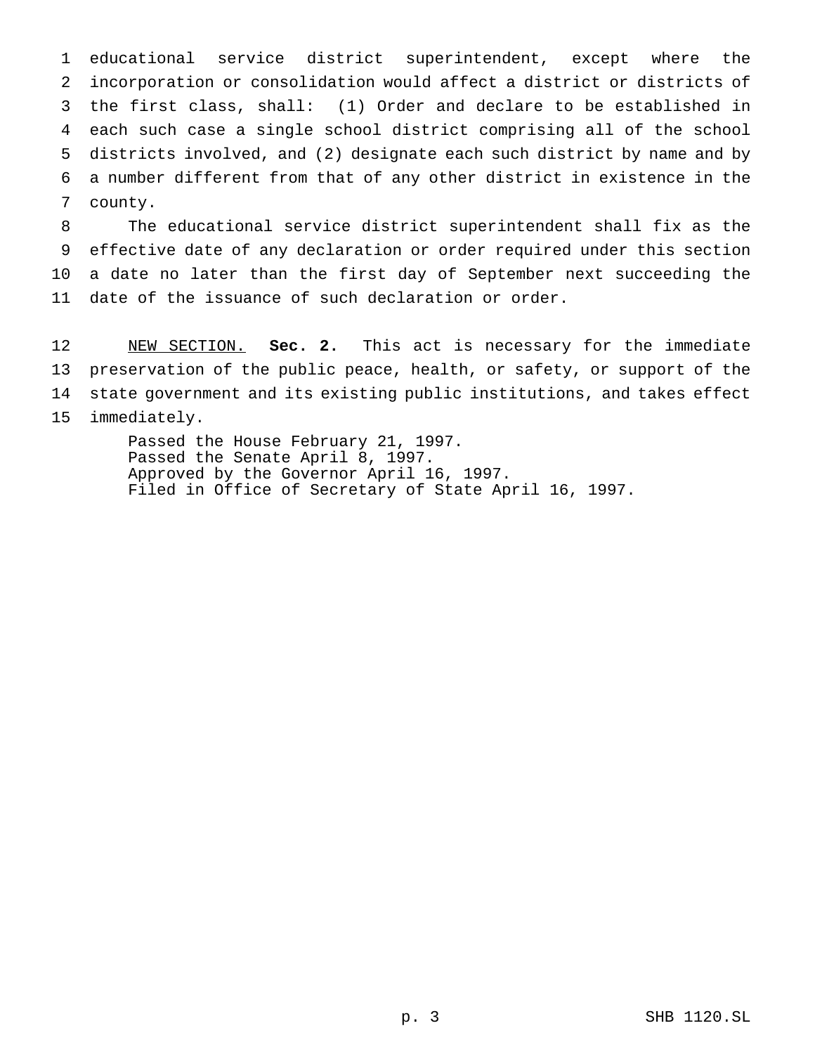educational service district superintendent, except where the incorporation or consolidation would affect a district or districts of the first class, shall: (1) Order and declare to be established in each such case a single school district comprising all of the school districts involved, and (2) designate each such district by name and by a number different from that of any other district in existence in the county.

The educational service district superintendent shall fix as the effective date of any declaration or order required under this section a date no later than the first day of September next succeeding the date of the issuance of such declaration or order.

NEW SECTION. **Sec. 2.** This act is necessary for the immediate preservation of the public peace, health, or safety, or support of the state government and its existing public institutions, and takes effect immediately.

Passed the House February 21, 1997.
Passed the Senate April 8, 1997.
Approved by the Governor April 16, 1997.
Filed in Office of Secretary of State April 16, 1997.